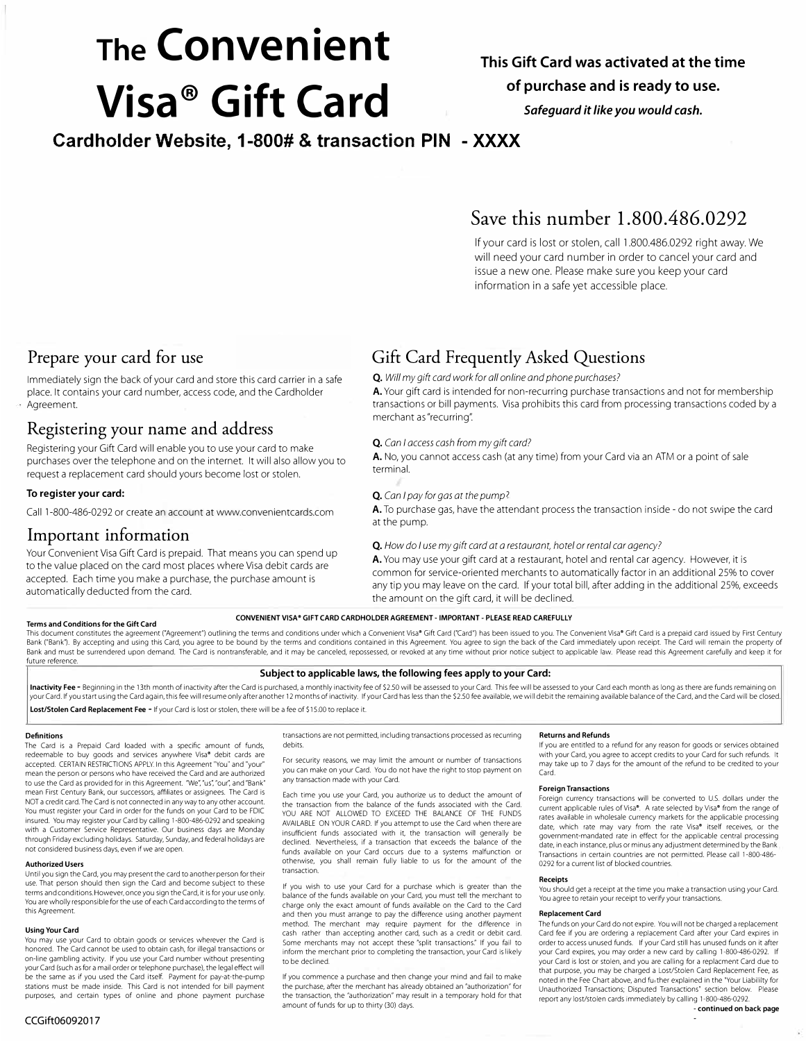# The Convenient Visa® Gift Card

**This Gift Card was activated at the time of purchase and is ready to use.**

***Safeguard it like you would cash.***

**Cardholder Website, 1-800# & transaction PIN - XXXX**

## Save this number 1.800.486.0292

If your card is lost or stolen, call 1.800.486.0292 right away. We will need your card number in order to cancel your card and issue a new one. Please make sure you keep your card information in a safe yet accessible place.

## Prepare your card for use

Immediately sign the back of your card and store this card carrier in a safe place. It contains your card number, access code, and the Cardholder Agreement.

## Registering your name and address

Registering your Gift Card will enable you to use your card to make purchases over the telephone and on the internet. It will also allow you to request a replacement card should yours become lost or stolen.

**To register your card:**

Call 1-800-486-0292 or create an account at www.convenientcards.com

## Important information

Your Convenient Visa Gift Card is prepaid. That means you can spend up to the value placed on the card most places where Visa debit cards are accepted. Each time you make a purchase, the purchase amount is automatically deducted from the card.

## Gift Card Frequently Asked Questions

**Q.** *Will my gift card work for all online and phone purchases?*

**A.** Your gift card is intended for non-recurring purchase transactions and not for membership transactions or bill payments. Visa prohibits this card from processing transactions coded by a merchant as "recurring".

**Q.** *Can I access cash from my gift card?*

**A.** No, you cannot access cash (at any time) from your Card via an ATM or a point of sale terminal.

**Q.** *Can I pay for gas at the pump?*

**A.** To purchase gas, have the attendant process the transaction inside - do not swipe the card at the pump.

**Q.** *How do I use my gift card at a restaurant, hotel or rental car agency?*

**A.** You may use your gift card at a restaurant, hotel and rental car agency. However, it is common for service-oriented merchants to automatically factor in an additional 25% to cover any tip you may leave on the card. If your total bill, after adding in the additional 25%, exceeds the amount on the gift card, it will be declined.

**CONVENIENT VISA® GIFT CARD CARDHOLDER AGREEMENT - IMPORTANT - PLEASE READ CAREFULLY**

**Terms and Conditions for the Gift Card**

This document constitutes the agreement ("Agreement") outlining the terms and conditions under which a Convenient Visa® Gift Card ("Card") has been issued to you. The Convenient Visa® Gift Card is a prepaid card issued by First Century Bank ("Bank"). By accepting and using this Card, you agree to be bound by the terms and conditions contained in this Agreement. You agree to sign the back of the Card immediately upon receipt. The Card will remain the property of Bank and must be surrendered upon demand. The Card is nontransferable, and it may be canceled, repossessed, or revoked at any time without prior notice subject to applicable law. Please read this Agreement carefully and keep it for future reference.

**Subject to applicable laws, the following fees apply to your Card:**

**Inactivity Fee -** Beginning in the 13th month of inactivity after the Card is purchased, a monthly inactivity fee of $2.50 will be assessed to your Card. This fee will be assessed to your Card each month as long as there are funds remaining on your Card. If you start using the Card again, this fee will resume only after another 12 months of inactivity. If your Card has less than the $2.50 fee available, we will debit the remaining available balance of the Card, and the Card will be closed.

**Lost/Stolen Card Replacement Fee -** If your Card is lost or stolen, there will be a fee of $15.00 to replace it.

**Definitions**

The Card is a Prepaid Card loaded with a specific amount of funds, redeemable to buy goods and services anywhere Visa® debit cards are accepted. CERTAIN RESTRICTIONS APPLY. In this Agreement "You" and "your" mean the person or persons who have received the Card and are authorized to use the Card as provided for in this Agreement. "We", "us", "our", and "Bank" mean First Century Bank, our successors, affiliates or assignees. The Card is NOT a credit card. The Card is not connected in any way to any other account. You must register your Card in order for the funds on your Card to be FDIC insured. You may register your Card by calling 1-800-486-0292 and speaking with a Customer Service Representative. Our business days are Monday through Friday excluding holidays. Saturday, Sunday, and federal holidays are not considered business days, even if we are open.

**Authorized Users**

Until you sign the Card, you may present the card to another person for their use. That person should then sign the Card and become subject to these terms and conditions. However, once you sign the Card, it is for your use only. You are wholly responsible for the use of each Card according to the terms of this Agreement.

**Using Your Card**

You may use your Card to obtain goods or services wherever the Card is honored. The Card cannot be used to obtain cash, for illegal transactions or on-line gambling activity. If you use your Card number without presenting your Card (such as for a mail order or telephone purchase), the legal effect will be the same as if you used the Card itself. Payment for pay-at-the-pump stations must be made inside. This Card is not intended for bill payment purposes, and certain types of online and phone payment purchase transactions are not permitted, including transactions processed as recurring debits.

For security reasons, we may limit the amount or number of transactions you can make on your Card. You do not have the right to stop payment on any transaction made with your Card.

Each time you use your Card, you authorize us to deduct the amount of the transaction from the balance of the funds associated with the Card. YOU ARE NOT ALLOWED TO EXCEED THE BALANCE OF THE FUNDS AVAILABLE ON YOUR CARD. If you attempt to use the Card when there are insufficient funds associated with it, the transaction will generally be declined. Nevertheless, if a transaction that exceeds the balance of the funds available on your Card occurs due to a systems malfunction or otherwise, you shall remain fully liable to us for the amount of the transaction.

If you wish to use your Card for a purchase which is greater than the balance of the funds available on your Card, you must tell the merchant to charge only the exact amount of funds available on the Card to the Card and then you must arrange to pay the difference using another payment method. The merchant may require payment for the difference in cash rather than accepting another card, such as a credit or debit card. Some merchants may not accept these "split transactions." If you fail to inform the merchant prior to completing the transaction, your Card is likely to be declined.

If you commence a purchase and then change your mind and fail to make the purchase, after the merchant has already obtained an "authorization" for the transaction, the "authorization" may result in a temporary hold for that amount of funds for up to thirty (30) days.

**Returns and Refunds**

If you are entitled to a refund for any reason for goods or services obtained with your Card, you agree to accept credits to your Card for such refunds. It may take up to 7 days for the amount of the refund to be credited to your Card.

**Foreign Transactions**

Foreign currency transactions will be converted to U.S. dollars under the current applicable rules of Visa®. A rate selected by Visa® from the range of rates available in wholesale currency markets for the applicable processing date, which rate may vary from the rate Visa® itself receives, or the government-mandated rate in effect for the applicable central processing date, in each instance, plus or minus any adjustment determined by the Bank. Transactions in certain countries are not permitted. Please call 1-800-486-0292 for a current list of blocked countries.

**Receipts**

You should get a receipt at the time you make a transaction using your Card. You agree to retain your receipt to verify your transactions.

**Replacement Card**

The funds on your Card do not expire. You will not be charged a replacement Card fee if you are ordering a replacement Card after your Card expires in order to access unused funds. If your Card still has unused funds on it after your Card expires, you may order a new card by calling 1-800-486-0292. If your Card is lost or stolen, and you are calling for a replacment Card due to that purpose, you may be charged a Lost/Stolen Card Replacement Fee, as noted in the Fee Chart above, and further explained in the "Your Liability for Unauthorized Transactions; Disputed Transactions" section below. Please report any lost/stolen cards immediately by calling 1-800-486-0292.

**- continued on back page**

CCGift06092017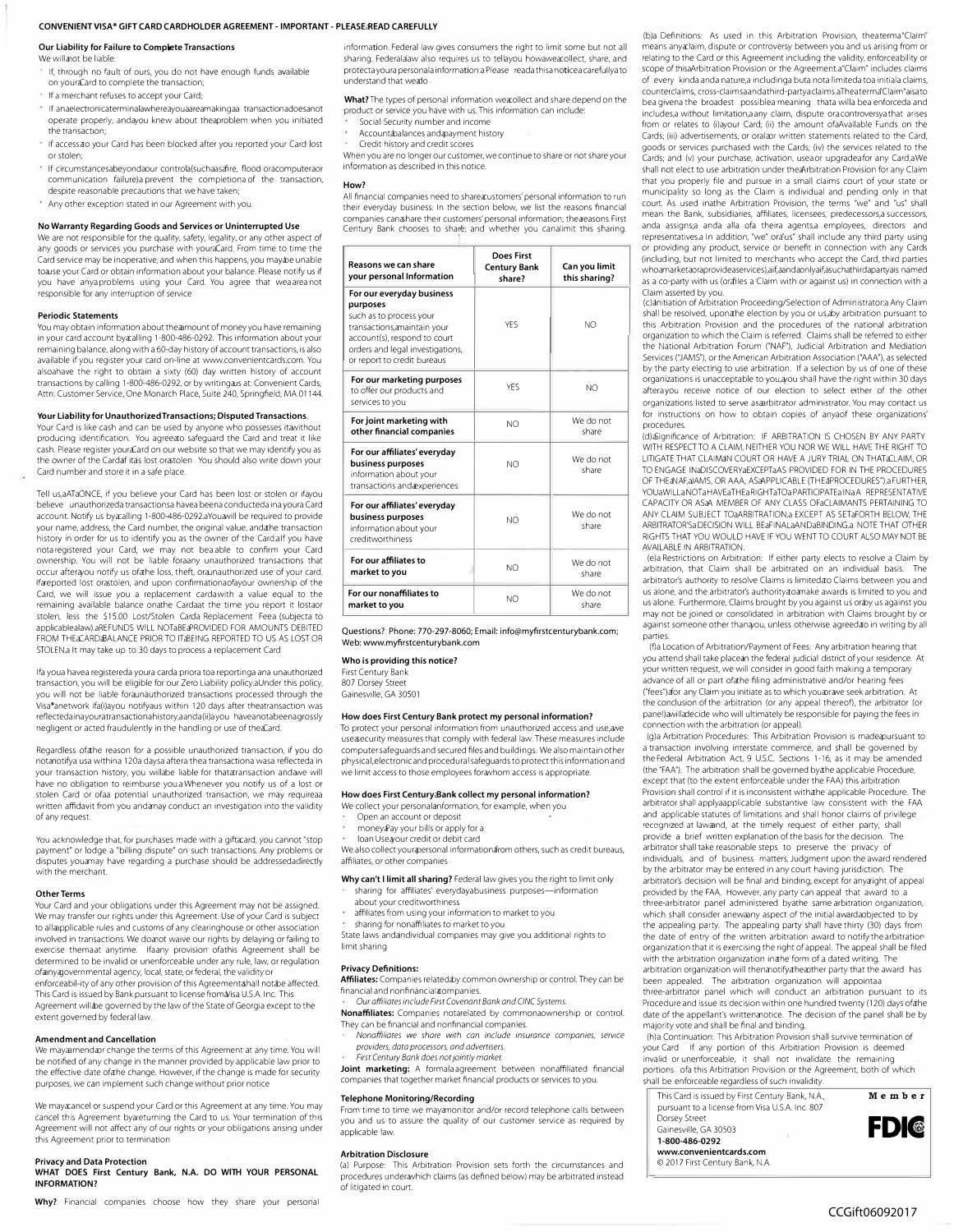# CONVENIENT VISA® GIFT CARD CARDHOLDER AGREEMENT - IMPORTANT - PLEASE READ CAREFULLY

## Our Liability for Failure to Complete Transactions

We will not be liable:

- If, through no fault of ours, you do not have enough funds available on your Card to complete the transaction;
- If a merchant refuses to accept your Card;
- If an electronic terminal where you are making a transaction does not operate properly, and you knew about the problem when you initiated the transaction;
- If access to your Card has been blocked after you reported your Card lost or stolen;
- If circumstances beyond our control (such as fire, flood or computer or communication failure) prevent the completion of the transaction, despite reasonable precautions that we have taken;
- Any other exception stated in our Agreement with you.

## No Warranty Regarding Goods and Services or Uninterrupted Use

We are not responsible for the quality, safety, legality, or any other aspect of any goods or services you purchase with your Card. From time to time the Card service may be inoperative, and when this happens, you may be unable to use your Card or obtain information about your balance. Please notify us if you have any problems using your Card. You agree that we are not responsible for any interruption of service.

## Periodic Statements

You may obtain information about the amount of money you have remaining in your card account by calling 1-800-486-0292. This information about your remaining balance, along with a 60-day history of account transactions, is also available if you register your card on-line at www.convenientcards.com. You also have the right to obtain a sixty (60) day written history of account transactions by calling 1-800-486-0292, or by writing us at: Convenient Cards, Attn: Customer Service, One Monarch Place, Suite 240, Springfield, MA 01144.

## Your Liability for Unauthorized Transactions; Disputed Transactions.

Your Card is like cash and can be used by anyone who possesses it without producing identification. You agree to safeguard the Card and treat it like cash. Please register your Card on our website so that we may identify you as the owner of the Card if its lost or stolen. You should also write down your Card number and store it in a safe place.

Tell us AT ONCE, if you believe your Card has been lost or stolen or if you believe unauthorized transactions have been conducted in your Card account. Notify us by calling 1-800-486-0292. You will be required to provide your name, address, the Card number, the original value, and the transaction history in order for us to identify you as the owner of the Card. If you have not registered your Card, we may not be able to confirm your Card ownership. You will not be liable for any unauthorized transactions that occur after you notify us of the loss, theft, or unauthorized use of your card. If reported lost or stolen, and upon confirmation of your ownership of the Card, we will issue you a replacement card with a value equal to the remaining available balance on the Card at the time you report it lost or stolen, less the $15.00 Lost/Stolen Card Replacement Fee (subject to applicable law). REFUNDS WILL NOT BE PROVIDED FOR AMOUNTS DEBITED FROM THE CARD BALANCE PRIOR TO IT BEING REPORTED TO US AS LOST OR STOLEN. It may take up to 30 days to process a replacement Card.

If you have registered your card prior to reporting an unauthorized transaction, you will be eligible for our Zero Liability policy. Under this policy, you will not be liable for unauthorized transactions processed through the Visa® network if (i) you notify us within 120 days after the transaction was reflected in your transaction history, and (ii) you have not been grossly negligent or acted fraudulently in the handling or use of the Card.

Regardless of the reason for a possible unauthorized transaction, if you do not notify us within 120 days after the transaction was reflected in your transaction history, you will be liable for that transaction and we will have no obligation to reimburse you. Whenever you notify us of a lost or stolen Card or of a potential unauthorized transaction, we may require a written affidavit from you and may conduct an investigation into the validity of any request.

You acknowledge that, for purchases made with a gift card, you cannot "stop payment" or lodge a "billing dispute" on such transactions. Any problems or disputes you may have regarding a purchase should be addressed directly with the merchant.

## Other Terms

Your Card and your obligations under this Agreement may not be assigned. We may transfer our rights under this Agreement. Use of your Card is subject to all applicable rules and customs of any clearinghouse or other association involved in transactions. We do not waive our rights by delaying or failing to exercise them at anytime. If any provision of this Agreement shall be determined to be invalid or unenforceable under any rule, law, or regulation of any governmental agency, local, state, or federal, the validity or enforceability of any other provision of this Agreement shall not be affected. This Card is issued by Bank pursuant to license from Visa U.S.A. Inc. This Agreement will be governed by the law of the State of Georgia except to the extent governed by federal law.

## Amendment and Cancellation

We may amend or change the terms of this Agreement at any time. You will be notified of any change in the manner provided by applicable law prior to the effective date of the change. However, if the change is made for security purposes, we can implement such change without prior notice.

We may cancel or suspend your Card or this Agreement at any time. You may cancel this Agreement by returning the Card to us. Your termination of this Agreement will not affect any of our rights or your obligations arising under this Agreement prior to termination.

## Privacy and Data Protection

**WHAT DOES First Century Bank, N.A. DO WITH YOUR PERSONAL INFORMATION?**

**Why?** Financial companies choose how they share your personal information. Federal law gives consumers the right to limit some but not all sharing. Federal law also requires us to tell you how we collect, share, and protect your personal information. Please read this notice carefully to understand what we do.

**What?** The types of personal information we collect and share depend on the product or service you have with us. This information can include:

- Social Security number and income
- Account balances and payment history
- Credit history and credit scores

When you are no longer our customer, we continue to share or not share your information as described in this notice.

**How?**

All financial companies need to share customers' personal information to run their everyday business. In the section below, we list the reasons financial companies can share their customers' personal information; the reasons First Century Bank chooses to share; and whether you can limit this sharing.

| Reasons we can share your personal information | Does First Century Bank share? | Can you limit this sharing? |
|---|---|---|
| **For our everyday business purposes** such as to process your transactions, maintain your account(s), respond to court orders and legal investigations, or report to credit bureaus | YES | NO |
| **For our marketing purposes** to offer our products and services to you | YES | NO |
| **For joint marketing with other financial companies** | NO | We do not share |
| **For our affiliates' everyday business purposes** information about your transactions and experiences | NO | We do not share |
| **For our affiliates' everyday business purposes** information about your creditworthiness | NO | We do not share |
| **For our affiliates to market to you** | NO | We do not share |
| **For our nonaffiliates to market to you** | NO | We do not share |

Questions? Phone: 770-297-8060; Email: info@myfirstcenturybank.com; Web: www.myfirstcenturybank.com

**Who is providing this notice?**

First Century Bank
807 Dorsey Street
Gainesville, GA 30501

**How does First Century Bank protect my personal information?**

To protect your personal information from unauthorized access and use, we use security measures that comply with federal law. These measures include computer safeguards and secured files and buildings. We also maintain other physical, electronic and procedural safeguards to protect this information and we limit access to those employees for whom access is appropriate.

**How does First Century Bank collect my personal information?**

We collect your personal information, for example, when you

- Open an account or deposit
- money Pay your bills or apply for a
- loan Use your credit or debit card

We also collect your personal information from others, such as credit bureaus, affiliates, or other companies.

**Why can't I limit all sharing?** Federal law gives you the right to limit only

- sharing for affiliates' everyday business purposes—information about your creditworthiness
- affiliates from using your information to market to you
- sharing for nonaffiliates to market to you

State laws and individual companies may give you additional rights to limit sharing.

**Privacy Definitions:**

**Affiliates:** Companies related by common ownership or control. They can be financial and nonfinancial companies.

- *Our affiliates include First Covenant Bank and CINC Systems.*

**Nonaffiliates:** Companies not related by common ownership or control. They can be financial and nonfinancial companies.

- *Nonaffiliates we share with can include insurance companies, service providers, data processors, and advertisers.*
- *First Century Bank does not jointly market.*

**Joint marketing:** A formal agreement between nonaffiliated financial companies that together market financial products or services to you.

**Telephone Monitoring/Recording**

From time to time we may monitor and/or record telephone calls between you and us to assure the quality of our customer service as required by applicable law.

**Arbitration Disclosure**

(a) Purpose: This Arbitration Provision sets forth the circumstances and procedures under which claims (as defined below) may be arbitrated instead of litigated in court.

(b) Definitions: As used in this Arbitration Provision, the term "Claim" means any claim, dispute or controversy between you and us arising from or relating to the Card or this Agreement including the validity, enforceability or scope of this Arbitration Provision or the Agreement. "Claim" includes claims of every kind and nature, including but not limited to initial claims, counterclaims, cross-claims and third-party claims. The term "Claim" is to be given the broadest possible meaning that will be enforced and includes, without limitation, any claim, dispute or controversy that arises from or relates to (i) your Card; (ii) the amount of Available Funds on the Cards; (iii) advertisements, or oral or written statements related to the Card, goods or services purchased with the Cards; (iv) the services related to the Cards; and (v) your purchase, activation, use or upgrade for any Card. We shall not elect to use arbitration under the Arbitration Provision for any Claim that you properly file and pursue in a small claims court of your state or municipality so long as the Claim is individual and pending only in that court. As used in the Arbitration Provision, the terms "we" and "us" shall mean the Bank, subsidiaries, affiliates, licensees, predecessors, successors, and assigns and all of their agents, employees, directors and representatives. In addition, "we" or "us" shall include any third party using or providing any product, service or benefit in connection with any Cards (including, but not limited to merchants who accept the Card, third parties who market or provide eservices), if, and only if, such third party is named as a co-party with us (or files a Claim with or against us) in connection with a Claim asserted by you.

(c) Initiation of Arbitration Proceeding/Selection of Administrator: Any Claim shall be resolved, upon the election by you or us, by arbitration pursuant to this Arbitration Provision and the procedures of the national arbitration organization to which the Claim is referred. Claims shall be referred to either the National Arbitration Forum ("NAF"), Judicial Arbitration and Mediation Services ("JAMS"), or the American Arbitration Association ("AAA"), as selected by the party electing to use arbitration. If a selection by us of one of these organizations is unacceptable to you, you shall have the right within 30 days after you receive notice of our election to select either of the other organizations listed to serve as arbitrator administrator. You may contact us for instructions on how to obtain copies of any of these organizations' procedures.

(d) Significance of Arbitration: IF ARBITRATION IS CHOSEN BY ANY PARTY WITH RESPECT TO A CLAIM, NEITHER YOU NOR WE WILL HAVE THE RIGHT TO LITIGATE THAT CLAIM IN COURT OR HAVE A JURY TRIAL ON THAT CLAIM, OR TO ENGAGE IN DISCOVERY EXCEPT AS PROVIDED FOR IN THE PROCEDURES OF THE NAF, JAMS, OR AAA, AS APPLICABLE (THE "PROCEDURES"). FURTHER, YOU WILL NOT HAVE THE RIGHT TO PARTICIPATE IN A REPRESENTATIVE CAPACITY OR AS A MEMBER OF ANY CLASS OF CLAIMANTS PERTAINING TO ANY CLAIM SUBJECT TO ARBITRATION, EXCEPT AS SET FORTH BELOW, THE ARBITRATOR'S DECISION WILL BE FINAL AND BINDING. NOTE THAT OTHER RIGHTS THAT YOU WOULD HAVE IF YOU WENT TO COURT ALSO MAY NOT BE AVAILABLE IN ARBITRATION.

(e) Restrictions on Arbitration: If either party elects to resolve a Claim by arbitration, that Claim shall be arbitrated on an individual basis. The arbitrator's authority to resolve Claims is limited to Claims between you and us alone, and the arbitrator's authority to make awards is limited to you and us alone. Furthermore, Claims brought by you against us or by us against you may not be joined or consolidated in arbitration with Claims brought by or against someone other than you, unless otherwise agreed to in writing by all parties.

(f) Location of Arbitration/Payment of Fees: Any arbitration hearing that you attend shall take place in the federal judicial district of your residence. At your written request, we will consider in good faith making a temporary advance of all or part of the filing administrative and/or hearing fees ("fees") for any Claim you initiate as to which you or we seek arbitration. At the conclusion of the arbitration (or any appeal thereof), the arbitrator (or panel) will decide who will ultimately be responsible for paying the fees in connection with the arbitration (or appeal).

(g) Arbitration Procedures: This Arbitration Provision is made pursuant to a transaction involving interstate commerce, and shall be governed by the Federal Arbitration Act, 9 U.S.C. Sections 1-16, as it may be amended (the "FAA"). The arbitration shall be governed by the applicable Procedure, except that (to the extent enforceable under the FAA) this arbitration Provision shall control if it is inconsistent with the applicable Procedure. The arbitrator shall apply applicable substantive law consistent with the FAA and applicable statutes of limitations and shall honor claims of privilege recognized at law and, at the timely request of either party, shall provide a brief written explanation of the basis for the decision. The arbitrator shall take reasonable steps to preserve the privacy of individuals, and of business matters. Judgment upon the award rendered by the arbitrator may be entered in any court having jurisdiction. The arbitrator's decision will be final and binding, except for any right of appeal provided by the FAA. However, any party can appeal that award to a three-arbitrator panel administered by the same arbitration organization, which shall consider anew any aspect of the initial award objected to by the appealing party. The appealing party shall have thirty (30) days from the date of entry of the written arbitration award to notify the arbitration organization that it is exercising the right of appeal. The appeal shall be filed with the arbitration organization in the form of a dated writing. The arbitration organization will then notify the other party that the award has been appealed. The arbitration organization will appoint a three-arbitrator panel which will conduct an arbitration pursuant to its Procedure and issue its decision within one hundred twenty (120) days of the date of the appellant's written notice. The decision of the panel shall be by majority vote and shall be final and binding.

(h) Continuation: This Arbitration Provision shall survive termination of your Card. If any portion of this Arbitration Provision is deemed invalid or unenforceable, it shall not invalidate the remaining portions of this Arbitration Provision or the Agreement, both of which shall be enforceable regardless of such invalidity.

This Card is issued by First Century Bank, N.A., pursuant to a license from Visa U.S.A. Inc. 807 Dorsey Street
Gainesville, GA 30503
**1-800-486-0292**
**www.convenientcards.com**
© 2017 First Century Bank, N.A.

Member FDIC

CCGift06092017